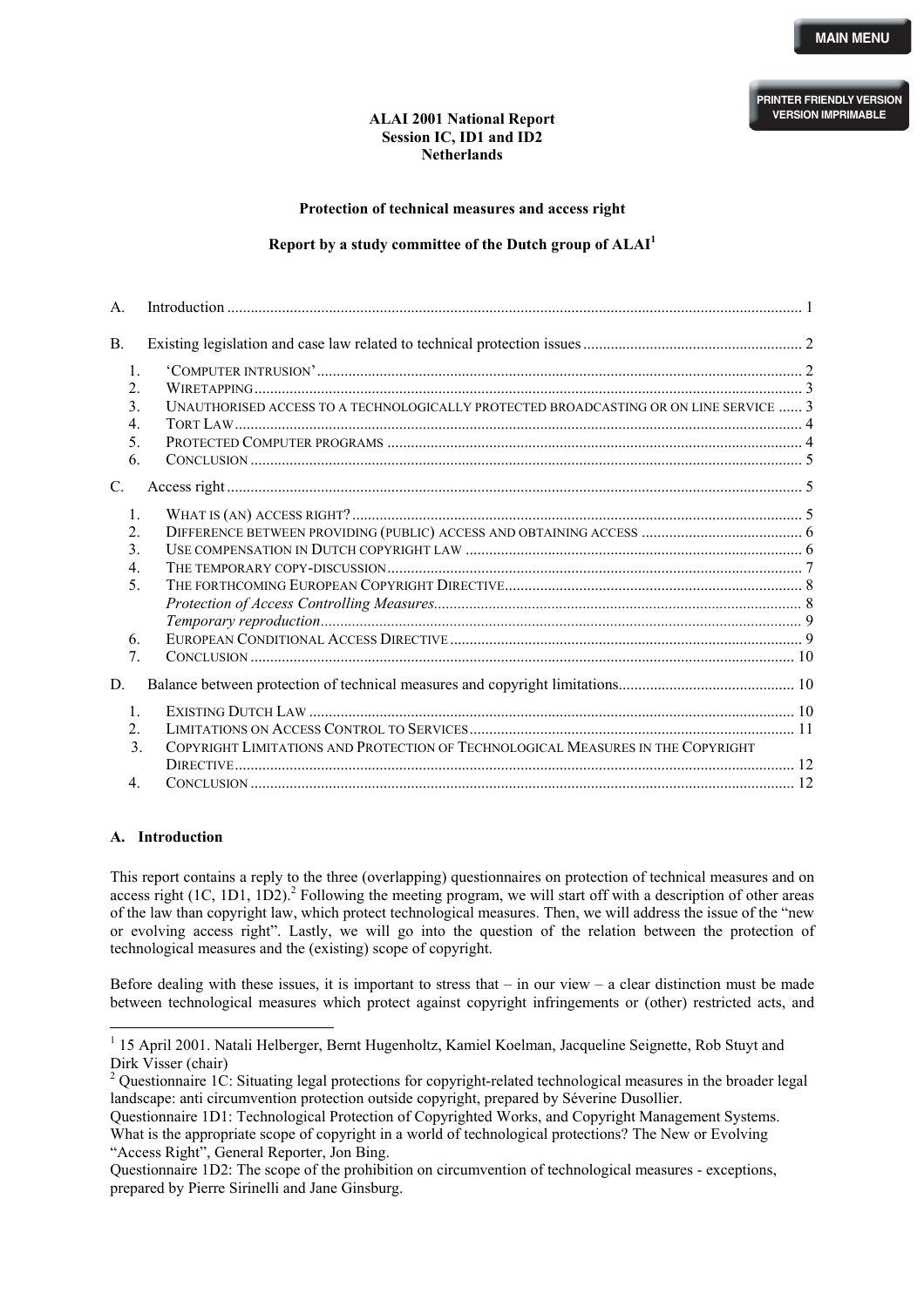**ALAI 2001 National Report**
**Session IC, ID1 and ID2**
**Netherlands**

**Protection of technical measures and access right**

**Report by a study committee of the Dutch group of ALAI**[1]

A. Introduction ..... 1

B. Existing legislation and case law related to technical protection issues ..... 2

1. 'Computer intrusion' ..... 2
2. Wiretapping ..... 3
3. Unauthorised access to a technologically protected broadcasting or on line service ..... 3
4. Tort Law ..... 4
5. Protected Computer programs ..... 4
6. Conclusion ..... 5

C. Access right ..... 5

1. What is (an) access right? ..... 5
2. Difference between providing (public) access and obtaining access ..... 6
3. Use compensation in Dutch copyright law ..... 6
4. The temporary copy-discussion ..... 7
5. The forthcoming European Copyright Directive ..... 8
   *Protection of Access Controlling Measures* ..... 8
   *Temporary reproduction* ..... 9
6. European Conditional Access Directive ..... 9
7. Conclusion ..... 10

D. Balance between protection of technical measures and copyright limitations ..... 10

1. Existing Dutch Law ..... 10
2. Limitations on Access Control to Services ..... 11
3. Copyright Limitations and Protection of Technological Measures in the Copyright Directive ..... 12
4. Conclusion ..... 12

## A. Introduction

This report contains a reply to the three (overlapping) questionnaires on protection of technical measures and on access right (1C, 1D1, 1D2).[2] Following the meeting program, we will start off with a description of other areas of the law than copyright law, which protect technological measures. Then, we will address the issue of the "new or evolving access right". Lastly, we will go into the question of the relation between the protection of technological measures and the (existing) scope of copyright.

Before dealing with these issues, it is important to stress that – in our view – a clear distinction must be made between technological measures which protect against copyright infringements or (other) restricted acts, and

---

[1] 15 April 2001. Natali Helberger, Bernt Hugenholtz, Kamiel Koelman, Jacqueline Seignette, Rob Stuyt and Dirk Visser (chair)

[2] Questionnaire 1C: Situating legal protections for copyright-related technological measures in the broader legal landscape: anti circumvention protection outside copyright, prepared by Séverine Dusollier.
Questionnaire 1D1: Technological Protection of Copyrighted Works, and Copyright Management Systems. What is the appropriate scope of copyright in a world of technological protections? The New or Evolving "Access Right", General Reporter, Jon Bing.
Questionnaire 1D2: The scope of the prohibition on circumvention of technological measures - exceptions, prepared by Pierre Sirinelli and Jane Ginsburg.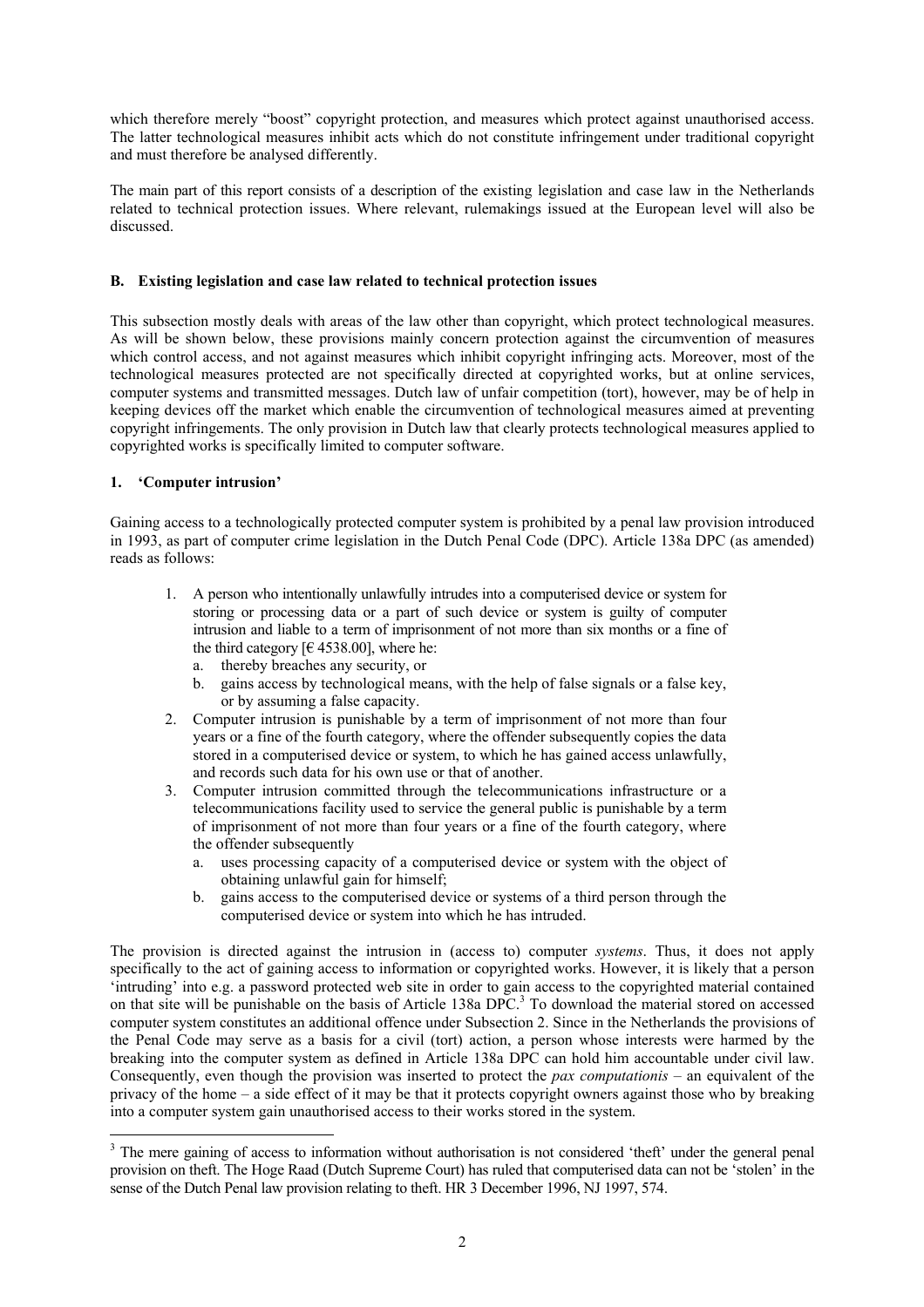which therefore merely "boost" copyright protection, and measures which protect against unauthorised access. The latter technological measures inhibit acts which do not constitute infringement under traditional copyright and must therefore be analysed differently.

The main part of this report consists of a description of the existing legislation and case law in the Netherlands related to technical protection issues. Where relevant, rulemakings issued at the European level will also be discussed.

## B. Existing legislation and case law related to technical protection issues

This subsection mostly deals with areas of the law other than copyright, which protect technological measures. As will be shown below, these provisions mainly concern protection against the circumvention of measures which control access, and not against measures which inhibit copyright infringing acts. Moreover, most of the technological measures protected are not specifically directed at copyrighted works, but at online services, computer systems and transmitted messages. Dutch law of unfair competition (tort), however, may be of help in keeping devices off the market which enable the circumvention of technological measures aimed at preventing copyright infringements. The only provision in Dutch law that clearly protects technological measures applied to copyrighted works is specifically limited to computer software.

### 1. 'Computer intrusion'

Gaining access to a technologically protected computer system is prohibited by a penal law provision introduced in 1993, as part of computer crime legislation in the Dutch Penal Code (DPC). Article 138a DPC (as amended) reads as follows:

> 1. A person who intentionally unlawfully intrudes into a computerised device or system for storing or processing data or a part of such device or system is guilty of computer intrusion and liable to a term of imprisonment of not more than six months or a fine of the third category [€ 4538.00], where he:
>    a. thereby breaches any security, or
>    b. gains access by technological means, with the help of false signals or a false key, or by assuming a false capacity.
> 2. Computer intrusion is punishable by a term of imprisonment of not more than four years or a fine of the fourth category, where the offender subsequently copies the data stored in a computerised device or system, to which he has gained access unlawfully, and records such data for his own use or that of another.
> 3. Computer intrusion committed through the telecommunications infrastructure or a telecommunications facility used to service the general public is punishable by a term of imprisonment of not more than four years or a fine of the fourth category, where the offender subsequently
>    a. uses processing capacity of a computerised device or system with the object of obtaining unlawful gain for himself;
>    b. gains access to the computerised device or systems of a third person through the computerised device or system into which he has intruded.

The provision is directed against the intrusion in (access to) computer *systems*. Thus, it does not apply specifically to the act of gaining access to information or copyrighted works. However, it is likely that a person 'intruding' into e.g. a password protected web site in order to gain access to the copyrighted material contained on that site will be punishable on the basis of Article 138a DPC.[3] To download the material stored on accessed computer system constitutes an additional offence under Subsection 2. Since in the Netherlands the provisions of the Penal Code may serve as a basis for a civil (tort) action, a person whose interests were harmed by the breaking into the computer system as defined in Article 138a DPC can hold him accountable under civil law. Consequently, even though the provision was inserted to protect the *pax computationis* – an equivalent of the privacy of the home – a side effect of it may be that it protects copyright owners against those who by breaking into a computer system gain unauthorised access to their works stored in the system.

---

[3] The mere gaining of access to information without authorisation is not considered 'theft' under the general penal provision on theft. The Hoge Raad (Dutch Supreme Court) has ruled that computerised data can not be 'stolen' in the sense of the Dutch Penal law provision relating to theft. HR 3 December 1996, NJ 1997, 574.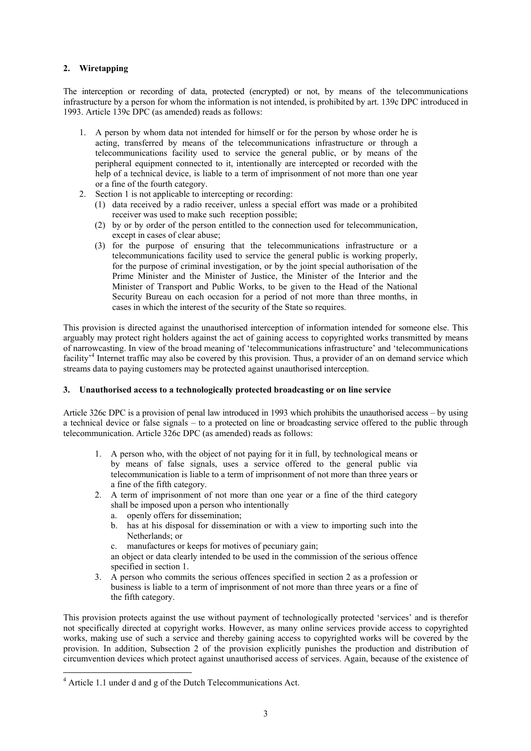## 2. Wiretapping

The interception or recording of data, protected (encrypted) or not, by means of the telecommunications infrastructure by a person for whom the information is not intended, is prohibited by art. 139c DPC introduced in 1993. Article 139c DPC (as amended) reads as follows:

> 1. A person by whom data not intended for himself or for the person by whose order he is acting, transferred by means of the telecommunications infrastructure or through a telecommunications facility used to service the general public, or by means of the peripheral equipment connected to it, intentionally are intercepted or recorded with the help of a technical device, is liable to a term of imprisonment of not more than one year or a fine of the fourth category.
> 2. Section 1 is not applicable to intercepting or recording:
>    (1) data received by a radio receiver, unless a special effort was made or a prohibited receiver was used to make such reception possible;
>    (2) by or by order of the person entitled to the connection used for telecommunication, except in cases of clear abuse;
>    (3) for the purpose of ensuring that the telecommunications infrastructure or a telecommunications facility used to service the general public is working properly, for the purpose of criminal investigation, or by the joint special authorisation of the Prime Minister and the Minister of Justice, the Minister of the Interior and the Minister of Transport and Public Works, to be given to the Head of the National Security Bureau on each occasion for a period of not more than three months, in cases in which the interest of the security of the State so requires.

This provision is directed against the unauthorised interception of information intended for someone else. This arguably may protect right holders against the act of gaining access to copyrighted works transmitted by means of narrowcasting. In view of the broad meaning of 'telecommunications infrastructure' and 'telecommunications facility'[4] Internet traffic may also be covered by this provision. Thus, a provider of an on demand service which streams data to paying customers may be protected against unauthorised interception.

## 3. Unauthorised access to a technologically protected broadcasting or on line service

Article 326c DPC is a provision of penal law introduced in 1993 which prohibits the unauthorised access – by using a technical device or false signals – to a protected on line or broadcasting service offered to the public through telecommunication. Article 326c DPC (as amended) reads as follows:

> 1. A person who, with the object of not paying for it in full, by technological means or by means of false signals, uses a service offered to the general public via telecommunication is liable to a term of imprisonment of not more than three years or a fine of the fifth category.
> 2. A term of imprisonment of not more than one year or a fine of the third category shall be imposed upon a person who intentionally
>    a. openly offers for dissemination;
>    b. has at his disposal for dissemination or with a view to importing such into the Netherlands; or
>    c. manufactures or keeps for motives of pecuniary gain;
>
>    an object or data clearly intended to be used in the commission of the serious offence specified in section 1.
> 3. A person who commits the serious offences specified in section 2 as a profession or business is liable to a term of imprisonment of not more than three years or a fine of the fifth category.

This provision protects against the use without payment of technologically protected 'services' and is therefor not specifically directed at copyright works. However, as many online services provide access to copyrighted works, making use of such a service and thereby gaining access to copyrighted works will be covered by the provision. In addition, Subsection 2 of the provision explicitly punishes the production and distribution of circumvention devices which protect against unauthorised access of services. Again, because of the existence of

---

[4] Article 1.1 under d and g of the Dutch Telecommunications Act.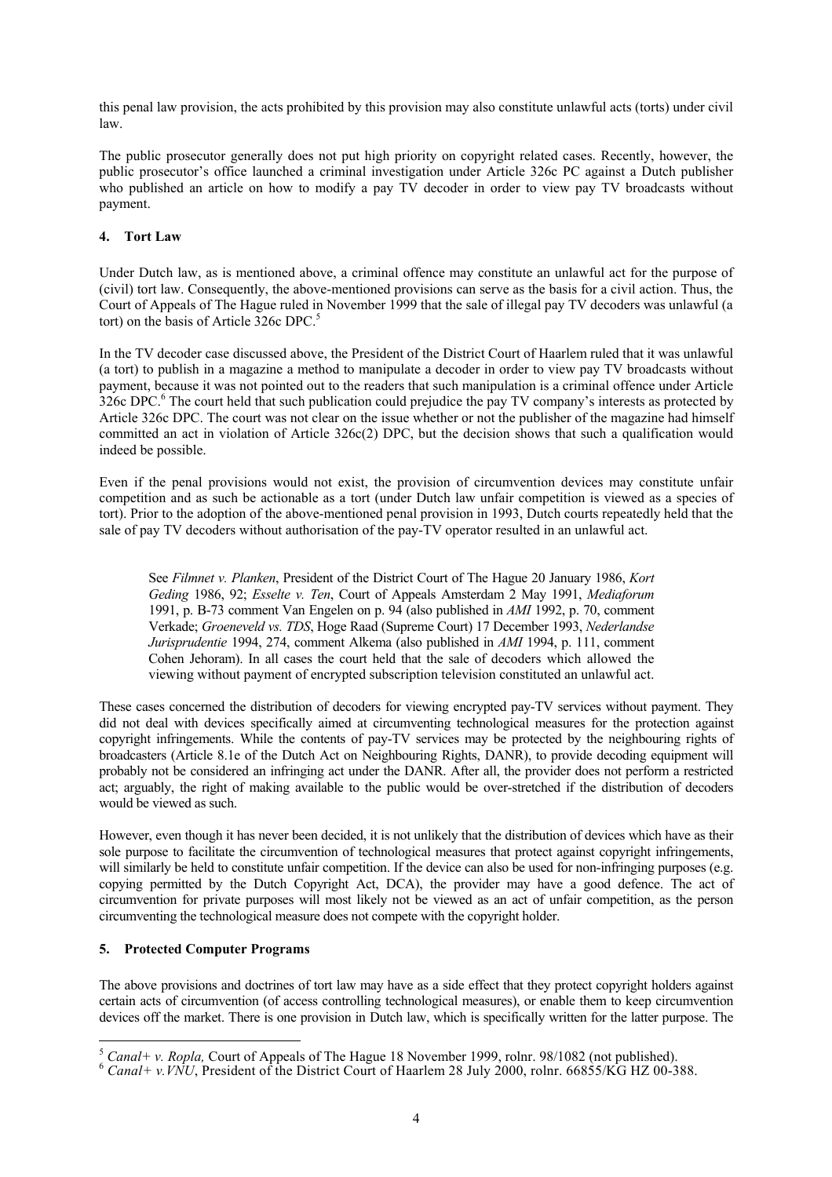this penal law provision, the acts prohibited by this provision may also constitute unlawful acts (torts) under civil law.

The public prosecutor generally does not put high priority on copyright related cases. Recently, however, the public prosecutor's office launched a criminal investigation under Article 326c PC against a Dutch publisher who published an article on how to modify a pay TV decoder in order to view pay TV broadcasts without payment.

## 4. Tort Law

Under Dutch law, as is mentioned above, a criminal offence may constitute an unlawful act for the purpose of (civil) tort law. Consequently, the above-mentioned provisions can serve as the basis for a civil action. Thus, the Court of Appeals of The Hague ruled in November 1999 that the sale of illegal pay TV decoders was unlawful (a tort) on the basis of Article 326c DPC.[5]

In the TV decoder case discussed above, the President of the District Court of Haarlem ruled that it was unlawful (a tort) to publish in a magazine a method to manipulate a decoder in order to view pay TV broadcasts without payment, because it was not pointed out to the readers that such manipulation is a criminal offence under Article 326c DPC.[6] The court held that such publication could prejudice the pay TV company's interests as protected by Article 326c DPC. The court was not clear on the issue whether or not the publisher of the magazine had himself committed an act in violation of Article 326c(2) DPC, but the decision shows that such a qualification would indeed be possible.

Even if the penal provisions would not exist, the provision of circumvention devices may constitute unfair competition and as such be actionable as a tort (under Dutch law unfair competition is viewed as a species of tort). Prior to the adoption of the above-mentioned penal provision in 1993, Dutch courts repeatedly held that the sale of pay TV decoders without authorisation of the pay-TV operator resulted in an unlawful act.

> See *Filmnet v. Planken*, President of the District Court of The Hague 20 January 1986, *Kort Geding* 1986, 92; *Esselte v. Ten*, Court of Appeals Amsterdam 2 May 1991, *Mediaforum* 1991, p. B-73 comment Van Engelen on p. 94 (also published in *AMI* 1992, p. 70, comment Verkade; *Groeneveld vs. TDS*, Hoge Raad (Supreme Court) 17 December 1993, *Nederlandse Jurisprudentie* 1994, 274, comment Alkema (also published in *AMI* 1994, p. 111, comment Cohen Jehoram). In all cases the court held that the sale of decoders which allowed the viewing without payment of encrypted subscription television constituted an unlawful act.

These cases concerned the distribution of decoders for viewing encrypted pay-TV services without payment. They did not deal with devices specifically aimed at circumventing technological measures for the protection against copyright infringements. While the contents of pay-TV services may be protected by the neighbouring rights of broadcasters (Article 8.1e of the Dutch Act on Neighbouring Rights, DANR), to provide decoding equipment will probably not be considered an infringing act under the DANR. After all, the provider does not perform a restricted act; arguably, the right of making available to the public would be over-stretched if the distribution of decoders would be viewed as such.

However, even though it has never been decided, it is not unlikely that the distribution of devices which have as their sole purpose to facilitate the circumvention of technological measures that protect against copyright infringements, will similarly be held to constitute unfair competition. If the device can also be used for non-infringing purposes (e.g. copying permitted by the Dutch Copyright Act, DCA), the provider may have a good defence. The act of circumvention for private purposes will most likely not be viewed as an act of unfair competition, as the person circumventing the technological measure does not compete with the copyright holder.

## 5. Protected Computer Programs

The above provisions and doctrines of tort law may have as a side effect that they protect copyright holders against certain acts of circumvention (of access controlling technological measures), or enable them to keep circumvention devices off the market. There is one provision in Dutch law, which is specifically written for the latter purpose. The

---

[5] *Canal+ v. Ropla,* Court of Appeals of The Hague 18 November 1999, rolnr. 98/1082 (not published).

[6] *Canal+ v.VNU*, President of the District Court of Haarlem 28 July 2000, rolnr. 66855/KG HZ 00-388.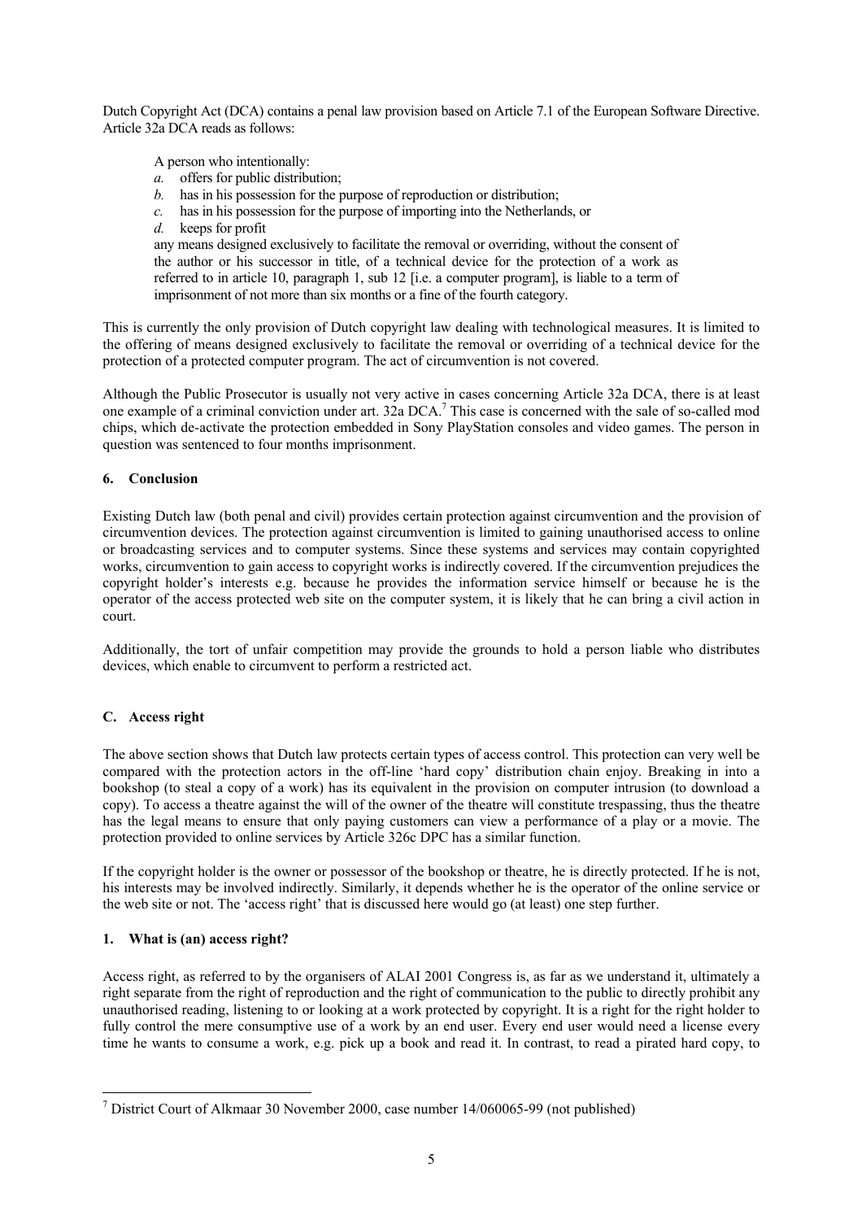Dutch Copyright Act (DCA) contains a penal law provision based on Article 7.1 of the European Software Directive. Article 32a DCA reads as follows:

> A person who intentionally:
> *a.* offers for public distribution;
> *b.* has in his possession for the purpose of reproduction or distribution;
> *c.* has in his possession for the purpose of importing into the Netherlands, or
> *d.* keeps for profit
>
> any means designed exclusively to facilitate the removal or overriding, without the consent of the author or his successor in title, of a technical device for the protection of a work as referred to in article 10, paragraph 1, sub 12 [i.e. a computer program], is liable to a term of imprisonment of not more than six months or a fine of the fourth category.

This is currently the only provision of Dutch copyright law dealing with technological measures. It is limited to the offering of means designed exclusively to facilitate the removal or overriding of a technical device for the protection of a protected computer program. The act of circumvention is not covered.

Although the Public Prosecutor is usually not very active in cases concerning Article 32a DCA, there is at least one example of a criminal conviction under art. 32a DCA.[7] This case is concerned with the sale of so-called mod chips, which de-activate the protection embedded in Sony PlayStation consoles and video games. The person in question was sentenced to four months imprisonment.

### 6. Conclusion

Existing Dutch law (both penal and civil) provides certain protection against circumvention and the provision of circumvention devices. The protection against circumvention is limited to gaining unauthorised access to online or broadcasting services and to computer systems. Since these systems and services may contain copyrighted works, circumvention to gain access to copyright works is indirectly covered. If the circumvention prejudices the copyright holder's interests e.g. because he provides the information service himself or because he is the operator of the access protected web site on the computer system, it is likely that he can bring a civil action in court.

Additionally, the tort of unfair competition may provide the grounds to hold a person liable who distributes devices, which enable to circumvent to perform a restricted act.

## C. Access right

The above section shows that Dutch law protects certain types of access control. This protection can very well be compared with the protection actors in the off-line 'hard copy' distribution chain enjoy. Breaking in into a bookshop (to steal a copy of a work) has its equivalent in the provision on computer intrusion (to download a copy). To access a theatre against the will of the owner of the theatre will constitute trespassing, thus the theatre has the legal means to ensure that only paying customers can view a performance of a play or a movie. The protection provided to online services by Article 326c DPC has a similar function.

If the copyright holder is the owner or possessor of the bookshop or theatre, he is directly protected. If he is not, his interests may be involved indirectly. Similarly, it depends whether he is the operator of the online service or the web site or not. The 'access right' that is discussed here would go (at least) one step further.

### 1. What is (an) access right?

Access right, as referred to by the organisers of ALAI 2001 Congress is, as far as we understand it, ultimately a right separate from the right of reproduction and the right of communication to the public to directly prohibit any unauthorised reading, listening to or looking at a work protected by copyright. It is a right for the right holder to fully control the mere consumptive use of a work by an end user. Every end user would need a license every time he wants to consume a work, e.g. pick up a book and read it. In contrast, to read a pirated hard copy, to

---

[7] District Court of Alkmaar 30 November 2000, case number 14/060065-99 (not published)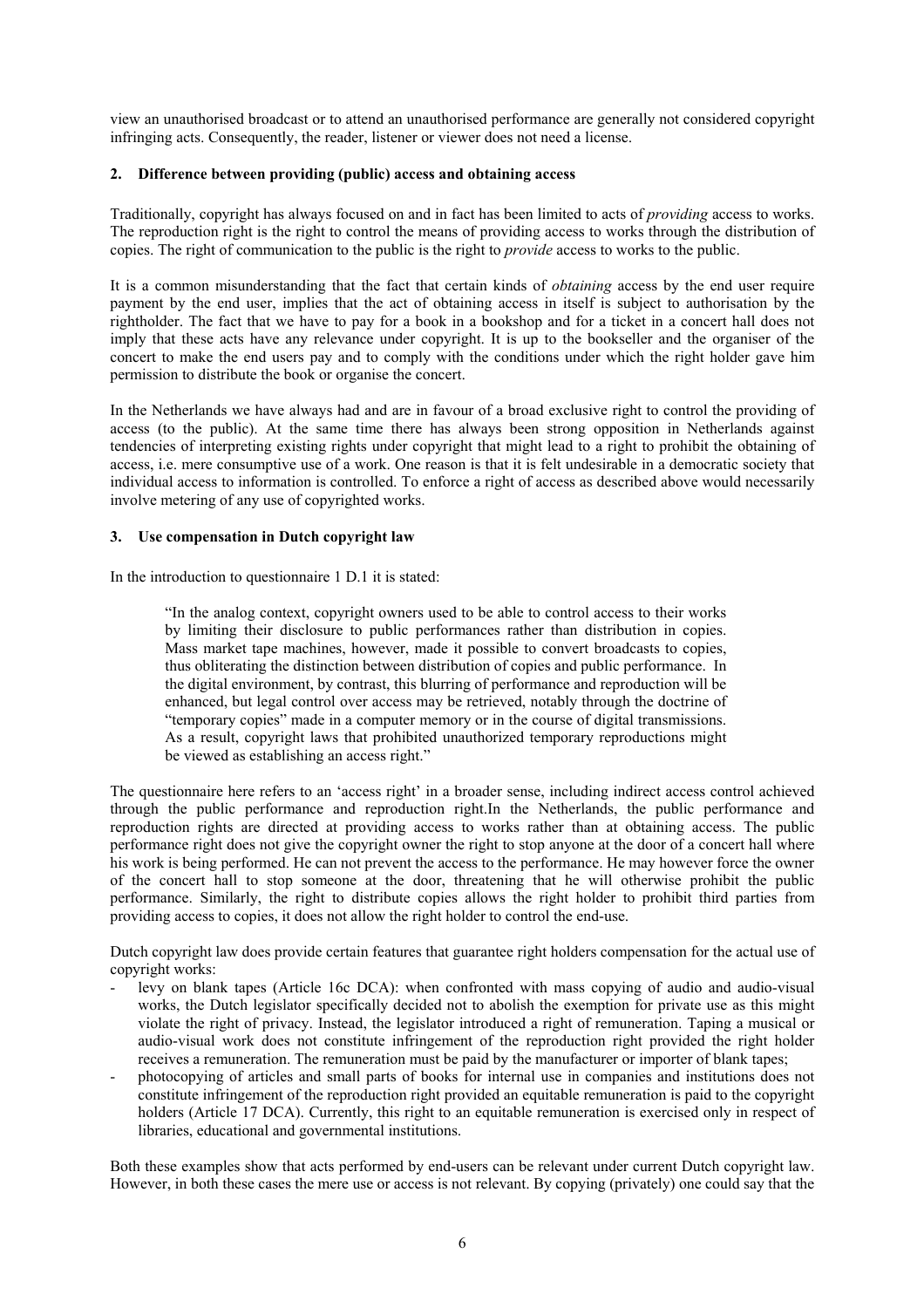view an unauthorised broadcast or to attend an unauthorised performance are generally not considered copyright infringing acts. Consequently, the reader, listener or viewer does not need a license.

## 2. Difference between providing (public) access and obtaining access

Traditionally, copyright has always focused on and in fact has been limited to acts of *providing* access to works. The reproduction right is the right to control the means of providing access to works through the distribution of copies. The right of communication to the public is the right to *provide* access to works to the public.

It is a common misunderstanding that the fact that certain kinds of *obtaining* access by the end user require payment by the end user, implies that the act of obtaining access in itself is subject to authorisation by the rightholder. The fact that we have to pay for a book in a bookshop and for a ticket in a concert hall does not imply that these acts have any relevance under copyright. It is up to the bookseller and the organiser of the concert to make the end users pay and to comply with the conditions under which the right holder gave him permission to distribute the book or organise the concert.

In the Netherlands we have always had and are in favour of a broad exclusive right to control the providing of access (to the public). At the same time there has always been strong opposition in Netherlands against tendencies of interpreting existing rights under copyright that might lead to a right to prohibit the obtaining of access, i.e. mere consumptive use of a work. One reason is that it is felt undesirable in a democratic society that individual access to information is controlled. To enforce a right of access as described above would necessarily involve metering of any use of copyrighted works.

## 3. Use compensation in Dutch copyright law

In the introduction to questionnaire 1 D.1 it is stated:

> "In the analog context, copyright owners used to be able to control access to their works by limiting their disclosure to public performances rather than distribution in copies. Mass market tape machines, however, made it possible to convert broadcasts to copies, thus obliterating the distinction between distribution of copies and public performance. In the digital environment, by contrast, this blurring of performance and reproduction will be enhanced, but legal control over access may be retrieved, notably through the doctrine of "temporary copies" made in a computer memory or in the course of digital transmissions. As a result, copyright laws that prohibited unauthorized temporary reproductions might be viewed as establishing an access right."

The questionnaire here refers to an 'access right' in a broader sense, including indirect access control achieved through the public performance and reproduction right.In the Netherlands, the public performance and reproduction rights are directed at providing access to works rather than at obtaining access. The public performance right does not give the copyright owner the right to stop anyone at the door of a concert hall where his work is being performed. He can not prevent the access to the performance. He may however force the owner of the concert hall to stop someone at the door, threatening that he will otherwise prohibit the public performance. Similarly, the right to distribute copies allows the right holder to prohibit third parties from providing access to copies, it does not allow the right holder to control the end-use.

Dutch copyright law does provide certain features that guarantee right holders compensation for the actual use of copyright works:

- levy on blank tapes (Article 16c DCA): when confronted with mass copying of audio and audio-visual works, the Dutch legislator specifically decided not to abolish the exemption for private use as this might violate the right of privacy. Instead, the legislator introduced a right of remuneration. Taping a musical or audio-visual work does not constitute infringement of the reproduction right provided the right holder receives a remuneration. The remuneration must be paid by the manufacturer or importer of blank tapes;
- photocopying of articles and small parts of books for internal use in companies and institutions does not constitute infringement of the reproduction right provided an equitable remuneration is paid to the copyright holders (Article 17 DCA). Currently, this right to an equitable remuneration is exercised only in respect of libraries, educational and governmental institutions.

Both these examples show that acts performed by end-users can be relevant under current Dutch copyright law. However, in both these cases the mere use or access is not relevant. By copying (privately) one could say that the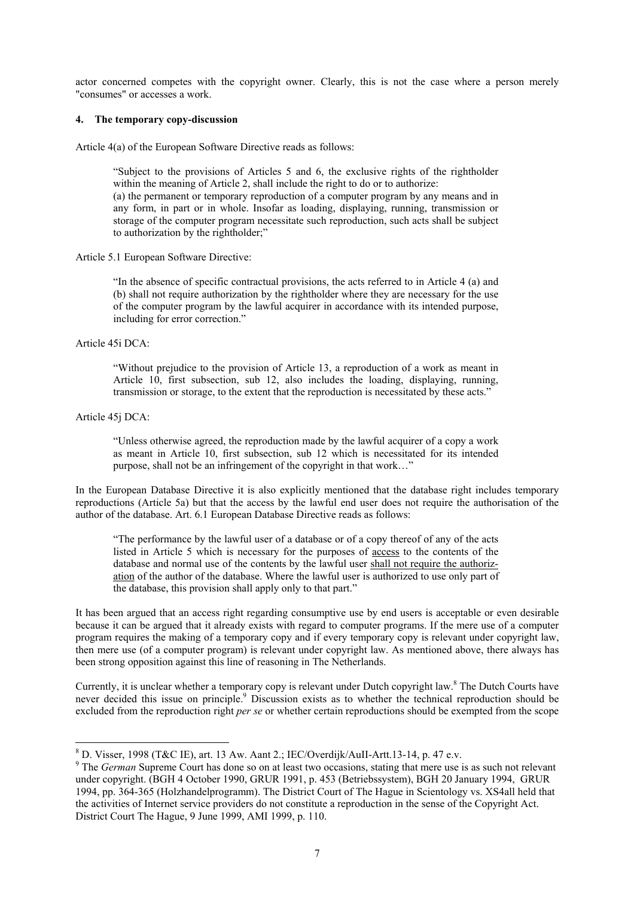actor concerned competes with the copyright owner. Clearly, this is not the case where a person merely "consumes" or accesses a work.

#### 4. The temporary copy-discussion

Article 4(a) of the European Software Directive reads as follows:

> "Subject to the provisions of Articles 5 and 6, the exclusive rights of the rightholder within the meaning of Article 2, shall include the right to do or to authorize:
> (a) the permanent or temporary reproduction of a computer program by any means and in any form, in part or in whole. Insofar as loading, displaying, running, transmission or storage of the computer program necessitate such reproduction, such acts shall be subject to authorization by the rightholder;"

Article 5.1 European Software Directive:

> "In the absence of specific contractual provisions, the acts referred to in Article 4 (a) and (b) shall not require authorization by the rightholder where they are necessary for the use of the computer program by the lawful acquirer in accordance with its intended purpose, including for error correction."

Article 45i DCA:

> "Without prejudice to the provision of Article 13, a reproduction of a work as meant in Article 10, first subsection, sub 12, also includes the loading, displaying, running, transmission or storage, to the extent that the reproduction is necessitated by these acts."

Article 45j DCA:

> "Unless otherwise agreed, the reproduction made by the lawful acquirer of a copy a work as meant in Article 10, first subsection, sub 12 which is necessitated for its intended purpose, shall not be an infringement of the copyright in that work…"

In the European Database Directive it is also explicitly mentioned that the database right includes temporary reproductions (Article 5a) but that the access by the lawful end user does not require the authorisation of the author of the database. Art. 6.1 European Database Directive reads as follows:

> "The performance by the lawful user of a database or of a copy thereof of any of the acts listed in Article 5 which is necessary for the purposes of <u>access</u> to the contents of the database and normal use of the contents by the lawful user <u>shall not require the authorization</u> of the author of the database. Where the lawful user is authorized to use only part of the database, this provision shall apply only to that part."

It has been argued that an access right regarding consumptive use by end users is acceptable or even desirable because it can be argued that it already exists with regard to computer programs. If the mere use of a computer program requires the making of a temporary copy and if every temporary copy is relevant under copyright law, then mere use (of a computer program) is relevant under copyright law. As mentioned above, there always has been strong opposition against this line of reasoning in The Netherlands.

Currently, it is unclear whether a temporary copy is relevant under Dutch copyright law.[8] The Dutch Courts have never decided this issue on principle.[9] Discussion exists as to whether the technical reproduction should be excluded from the reproduction right *per se* or whether certain reproductions should be exempted from the scope

---

[8] D. Visser, 1998 (T&C IE), art. 13 Aw. Aant 2.; IEC/Overdijk/AuII-Artt.13-14, p. 47 e.v.

[9] The *German* Supreme Court has done so on at least two occasions, stating that mere use is as such not relevant under copyright. (BGH 4 October 1990, GRUR 1991, p. 453 (Betriebssystem), BGH 20 January 1994, GRUR 1994, pp. 364-365 (Holzhandelprogramm). The District Court of The Hague in Scientology vs. XS4all held that the activities of Internet service providers do not constitute a reproduction in the sense of the Copyright Act. District Court The Hague, 9 June 1999, AMI 1999, p. 110.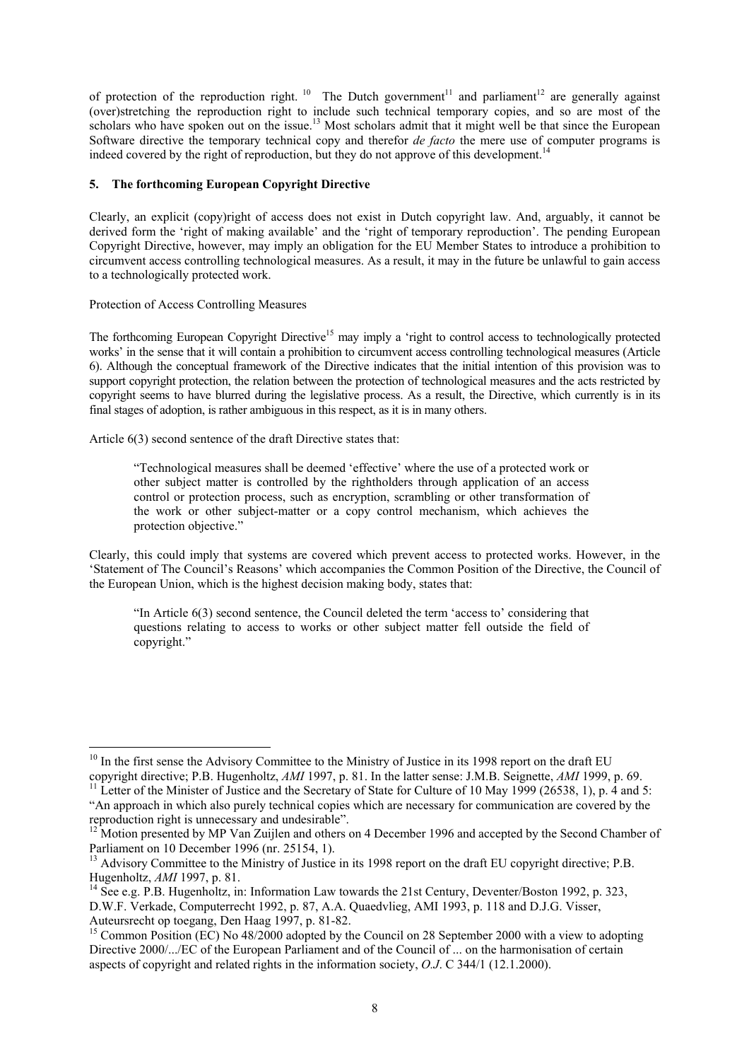of protection of the reproduction right. [10] The Dutch government[11] and parliament[12] are generally against (over)stretching the reproduction right to include such technical temporary copies, and so are most of the scholars who have spoken out on the issue.[13] Most scholars admit that it might well be that since the European Software directive the temporary technical copy and therefor *de facto* the mere use of computer programs is indeed covered by the right of reproduction, but they do not approve of this development.[14]

## 5. The forthcoming European Copyright Directive

Clearly, an explicit (copy)right of access does not exist in Dutch copyright law. And, arguably, it cannot be derived form the 'right of making available' and the 'right of temporary reproduction'. The pending European Copyright Directive, however, may imply an obligation for the EU Member States to introduce a prohibition to circumvent access controlling technological measures. As a result, it may in the future be unlawful to gain access to a technologically protected work.

Protection of Access Controlling Measures

The forthcoming European Copyright Directive[15] may imply a 'right to control access to technologically protected works' in the sense that it will contain a prohibition to circumvent access controlling technological measures (Article 6). Although the conceptual framework of the Directive indicates that the initial intention of this provision was to support copyright protection, the relation between the protection of technological measures and the acts restricted by copyright seems to have blurred during the legislative process. As a result, the Directive, which currently is in its final stages of adoption, is rather ambiguous in this respect, as it is in many others.

Article 6(3) second sentence of the draft Directive states that:

> "Technological measures shall be deemed 'effective' where the use of a protected work or other subject matter is controlled by the rightholders through application of an access control or protection process, such as encryption, scrambling or other transformation of the work or other subject-matter or a copy control mechanism, which achieves the protection objective."

Clearly, this could imply that systems are covered which prevent access to protected works. However, in the 'Statement of The Council's Reasons' which accompanies the Common Position of the Directive, the Council of the European Union, which is the highest decision making body, states that:

> "In Article 6(3) second sentence, the Council deleted the term 'access to' considering that questions relating to access to works or other subject matter fell outside the field of copyright."

---

[10] In the first sense the Advisory Committee to the Ministry of Justice in its 1998 report on the draft EU copyright directive; P.B. Hugenholtz, *AMI* 1997, p. 81. In the latter sense: J.M.B. Seignette, *AMI* 1999, p. 69.

[11] Letter of the Minister of Justice and the Secretary of State for Culture of 10 May 1999 (26538, 1), p. 4 and 5: "An approach in which also purely technical copies which are necessary for communication are covered by the reproduction right is unnecessary and undesirable".

[12] Motion presented by MP Van Zuijlen and others on 4 December 1996 and accepted by the Second Chamber of Parliament on 10 December 1996 (nr. 25154, 1).

[13] Advisory Committee to the Ministry of Justice in its 1998 report on the draft EU copyright directive; P.B. Hugenholtz, *AMI* 1997, p. 81.

[14] See e.g. P.B. Hugenholtz, in: Information Law towards the 21st Century, Deventer/Boston 1992, p. 323, D.W.F. Verkade, Computerrecht 1992, p. 87, A.A. Quaedvlieg, AMI 1993, p. 118 and D.J.G. Visser, Auteursrecht op toegang, Den Haag 1997, p. 81-82.

[15] Common Position (EC) No 48/2000 adopted by the Council on 28 September 2000 with a view to adopting Directive 2000/.../EC of the European Parliament and of the Council of ... on the harmonisation of certain aspects of copyright and related rights in the information society, *O.J.* C 344/1 (12.1.2000).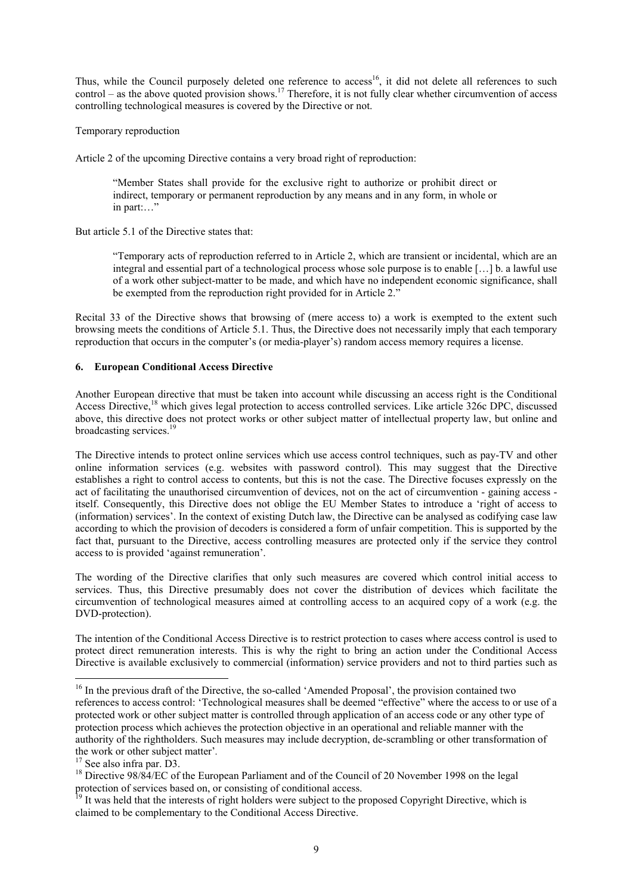Thus, while the Council purposely deleted one reference to access[16], it did not delete all references to such control – as the above quoted provision shows.[17] Therefore, it is not fully clear whether circumvention of access controlling technological measures is covered by the Directive or not.

Temporary reproduction

Article 2 of the upcoming Directive contains a very broad right of reproduction:

> "Member States shall provide for the exclusive right to authorize or prohibit direct or indirect, temporary or permanent reproduction by any means and in any form, in whole or in part:…"

But article 5.1 of the Directive states that:

> "Temporary acts of reproduction referred to in Article 2, which are transient or incidental, which are an integral and essential part of a technological process whose sole purpose is to enable […] b. a lawful use of a work other subject-matter to be made, and which have no independent economic significance, shall be exempted from the reproduction right provided for in Article 2."

Recital 33 of the Directive shows that browsing of (mere access to) a work is exempted to the extent such browsing meets the conditions of Article 5.1. Thus, the Directive does not necessarily imply that each temporary reproduction that occurs in the computer's (or media-player's) random access memory requires a license.

### 6. European Conditional Access Directive

Another European directive that must be taken into account while discussing an access right is the Conditional Access Directive,[18] which gives legal protection to access controlled services. Like article 326c DPC, discussed above, this directive does not protect works or other subject matter of intellectual property law, but online and broadcasting services.[19]

The Directive intends to protect online services which use access control techniques, such as pay-TV and other online information services (e.g. websites with password control). This may suggest that the Directive establishes a right to control access to contents, but this is not the case. The Directive focuses expressly on the act of facilitating the unauthorised circumvention of devices, not on the act of circumvention - gaining access - itself. Consequently, this Directive does not oblige the EU Member States to introduce a 'right of access to (information) services'. In the context of existing Dutch law, the Directive can be analysed as codifying case law according to which the provision of decoders is considered a form of unfair competition. This is supported by the fact that, pursuant to the Directive, access controlling measures are protected only if the service they control access to is provided 'against remuneration'.

The wording of the Directive clarifies that only such measures are covered which control initial access to services. Thus, this Directive presumably does not cover the distribution of devices which facilitate the circumvention of technological measures aimed at controlling access to an acquired copy of a work (e.g. the DVD-protection).

The intention of the Conditional Access Directive is to restrict protection to cases where access control is used to protect direct remuneration interests. This is why the right to bring an action under the Conditional Access Directive is available exclusively to commercial (information) service providers and not to third parties such as

---

[16] In the previous draft of the Directive, the so-called 'Amended Proposal', the provision contained two references to access control: 'Technological measures shall be deemed "effective" where the access to or use of a protected work or other subject matter is controlled through application of an access code or any other type of protection process which achieves the protection objective in an operational and reliable manner with the authority of the rightholders. Such measures may include decryption, de-scrambling or other transformation of the work or other subject matter'.

[17] See also infra par. D3.

[18] Directive 98/84/EC of the European Parliament and of the Council of 20 November 1998 on the legal protection of services based on, or consisting of conditional access.

[19] It was held that the interests of right holders were subject to the proposed Copyright Directive, which is claimed to be complementary to the Conditional Access Directive.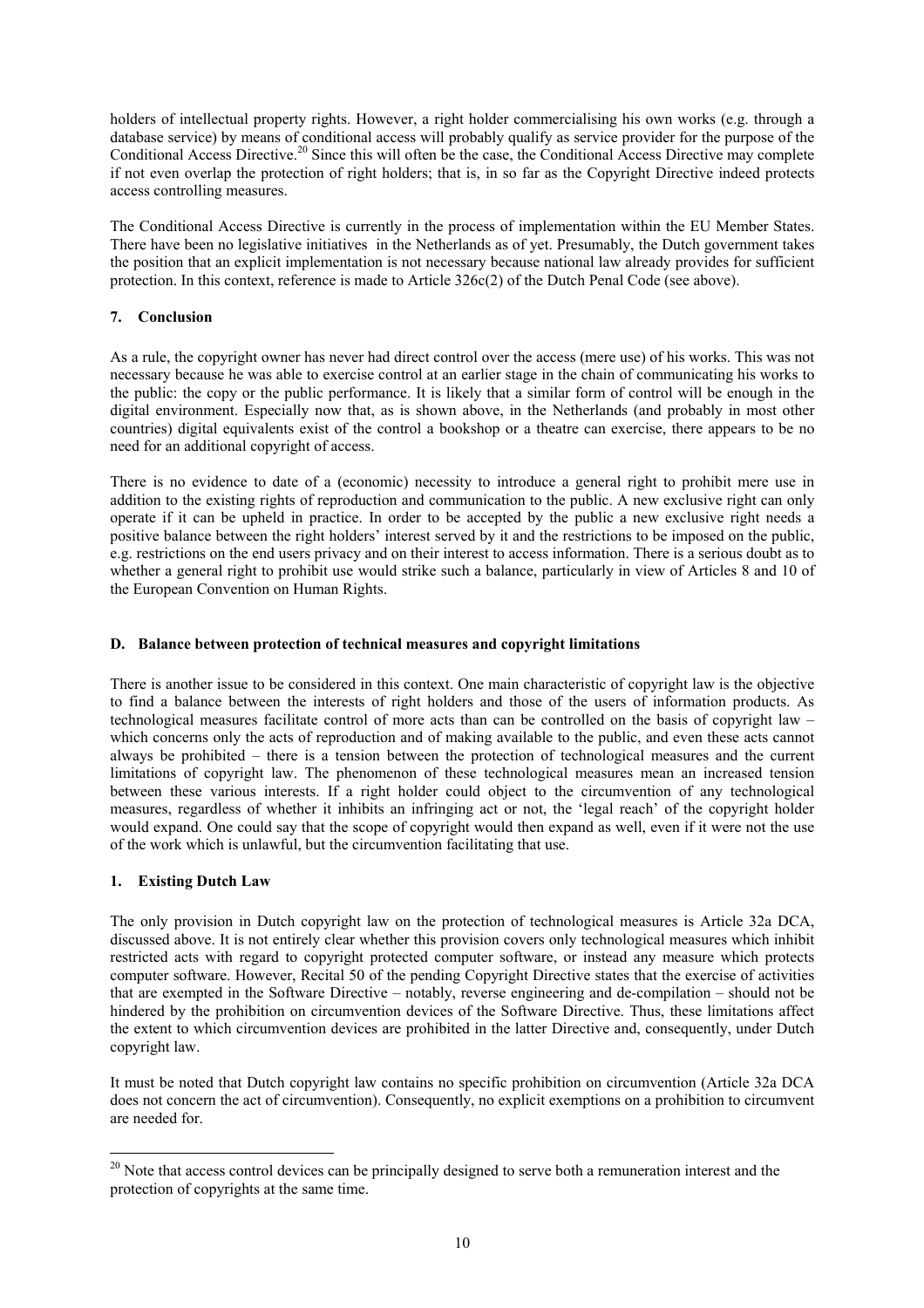holders of intellectual property rights. However, a right holder commercialising his own works (e.g. through a database service) by means of conditional access will probably qualify as service provider for the purpose of the Conditional Access Directive.[20] Since this will often be the case, the Conditional Access Directive may complete if not even overlap the protection of right holders; that is, in so far as the Copyright Directive indeed protects access controlling measures.

The Conditional Access Directive is currently in the process of implementation within the EU Member States. There have been no legislative initiatives in the Netherlands as of yet. Presumably, the Dutch government takes the position that an explicit implementation is not necessary because national law already provides for sufficient protection. In this context, reference is made to Article 326c(2) of the Dutch Penal Code (see above).

### 7. Conclusion

As a rule, the copyright owner has never had direct control over the access (mere use) of his works. This was not necessary because he was able to exercise control at an earlier stage in the chain of communicating his works to the public: the copy or the public performance. It is likely that a similar form of control will be enough in the digital environment. Especially now that, as is shown above, in the Netherlands (and probably in most other countries) digital equivalents exist of the control a bookshop or a theatre can exercise, there appears to be no need for an additional copyright of access.

There is no evidence to date of a (economic) necessity to introduce a general right to prohibit mere use in addition to the existing rights of reproduction and communication to the public. A new exclusive right can only operate if it can be upheld in practice. In order to be accepted by the public a new exclusive right needs a positive balance between the right holders' interest served by it and the restrictions to be imposed on the public, e.g. restrictions on the end users privacy and on their interest to access information. There is a serious doubt as to whether a general right to prohibit use would strike such a balance, particularly in view of Articles 8 and 10 of the European Convention on Human Rights.

## D. Balance between protection of technical measures and copyright limitations

There is another issue to be considered in this context. One main characteristic of copyright law is the objective to find a balance between the interests of right holders and those of the users of information products. As technological measures facilitate control of more acts than can be controlled on the basis of copyright law – which concerns only the acts of reproduction and of making available to the public, and even these acts cannot always be prohibited – there is a tension between the protection of technological measures and the current limitations of copyright law. The phenomenon of these technological measures mean an increased tension between these various interests. If a right holder could object to the circumvention of any technological measures, regardless of whether it inhibits an infringing act or not, the 'legal reach' of the copyright holder would expand. One could say that the scope of copyright would then expand as well, even if it were not the use of the work which is unlawful, but the circumvention facilitating that use.

### 1. Existing Dutch Law

The only provision in Dutch copyright law on the protection of technological measures is Article 32a DCA, discussed above. It is not entirely clear whether this provision covers only technological measures which inhibit restricted acts with regard to copyright protected computer software, or instead any measure which protects computer software. However, Recital 50 of the pending Copyright Directive states that the exercise of activities that are exempted in the Software Directive – notably, reverse engineering and de-compilation – should not be hindered by the prohibition on circumvention devices of the Software Directive. Thus, these limitations affect the extent to which circumvention devices are prohibited in the latter Directive and, consequently, under Dutch copyright law.

It must be noted that Dutch copyright law contains no specific prohibition on circumvention (Article 32a DCA does not concern the act of circumvention). Consequently, no explicit exemptions on a prohibition to circumvent are needed for.

---

[20] Note that access control devices can be principally designed to serve both a remuneration interest and the protection of copyrights at the same time.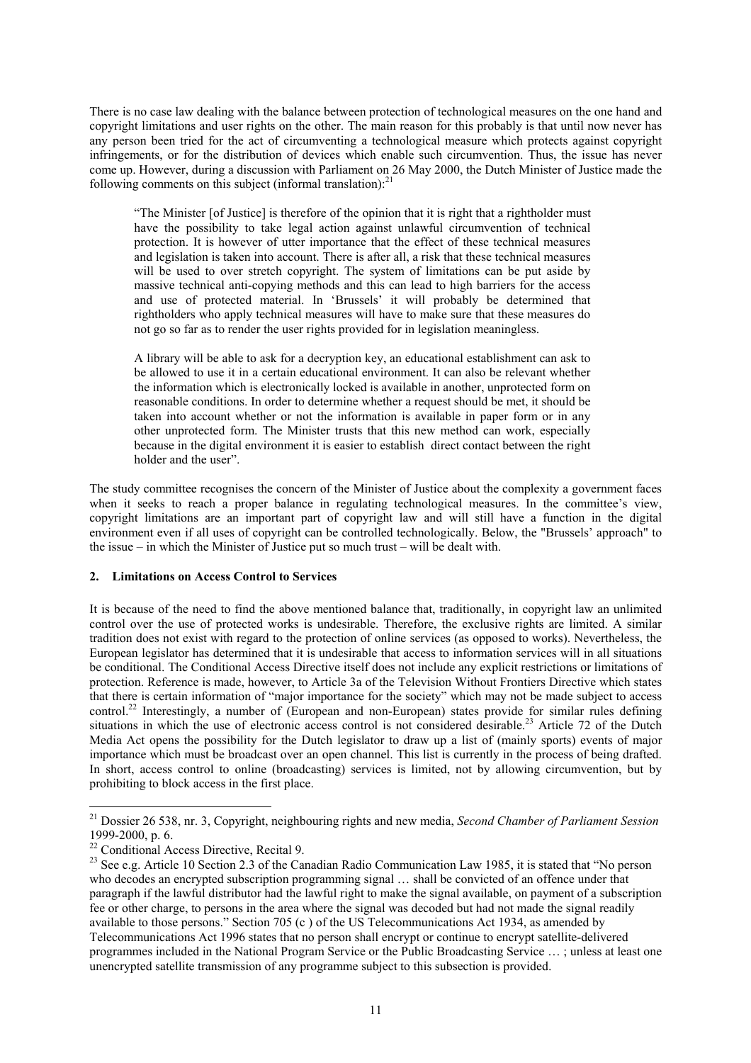There is no case law dealing with the balance between protection of technological measures on the one hand and copyright limitations and user rights on the other. The main reason for this probably is that until now never has any person been tried for the act of circumventing a technological measure which protects against copyright infringements, or for the distribution of devices which enable such circumvention. Thus, the issue has never come up. However, during a discussion with Parliament on 26 May 2000, the Dutch Minister of Justice made the following comments on this subject (informal translation):[21]

> "The Minister [of Justice] is therefore of the opinion that it is right that a rightholder must have the possibility to take legal action against unlawful circumvention of technical protection. It is however of utter importance that the effect of these technical measures and legislation is taken into account. There is after all, a risk that these technical measures will be used to over stretch copyright. The system of limitations can be put aside by massive technical anti-copying methods and this can lead to high barriers for the access and use of protected material. In 'Brussels' it will probably be determined that rightholders who apply technical measures will have to make sure that these measures do not go so far as to render the user rights provided for in legislation meaningless.
>
> A library will be able to ask for a decryption key, an educational establishment can ask to be allowed to use it in a certain educational environment. It can also be relevant whether the information which is electronically locked is available in another, unprotected form on reasonable conditions. In order to determine whether a request should be met, it should be taken into account whether or not the information is available in paper form or in any other unprotected form. The Minister trusts that this new method can work, especially because in the digital environment it is easier to establish direct contact between the right holder and the user".

The study committee recognises the concern of the Minister of Justice about the complexity a government faces when it seeks to reach a proper balance in regulating technological measures. In the committee's view, copyright limitations are an important part of copyright law and will still have a function in the digital environment even if all uses of copyright can be controlled technologically. Below, the "Brussels' approach" to the issue – in which the Minister of Justice put so much trust – will be dealt with.

## 2. Limitations on Access Control to Services

It is because of the need to find the above mentioned balance that, traditionally, in copyright law an unlimited control over the use of protected works is undesirable. Therefore, the exclusive rights are limited. A similar tradition does not exist with regard to the protection of online services (as opposed to works). Nevertheless, the European legislator has determined that it is undesirable that access to information services will in all situations be conditional. The Conditional Access Directive itself does not include any explicit restrictions or limitations of protection. Reference is made, however, to Article 3a of the Television Without Frontiers Directive which states that there is certain information of "major importance for the society" which may not be made subject to access control.[22] Interestingly, a number of (European and non-European) states provide for similar rules defining situations in which the use of electronic access control is not considered desirable.[23] Article 72 of the Dutch Media Act opens the possibility for the Dutch legislator to draw up a list of (mainly sports) events of major importance which must be broadcast over an open channel. This list is currently in the process of being drafted. In short, access control to online (broadcasting) services is limited, not by allowing circumvention, but by prohibiting to block access in the first place.

---

[21] Dossier 26 538, nr. 3, Copyright, neighbouring rights and new media, *Second Chamber of Parliament Session* 1999-2000, p. 6.

[22] Conditional Access Directive, Recital 9.

[23] See e.g. Article 10 Section 2.3 of the Canadian Radio Communication Law 1985, it is stated that "No person who decodes an encrypted subscription programming signal … shall be convicted of an offence under that paragraph if the lawful distributor had the lawful right to make the signal available, on payment of a subscription fee or other charge, to persons in the area where the signal was decoded but had not made the signal readily available to those persons." Section 705 (c ) of the US Telecommunications Act 1934, as amended by Telecommunications Act 1996 states that no person shall encrypt or continue to encrypt satellite-delivered programmes included in the National Program Service or the Public Broadcasting Service … ; unless at least one unencrypted satellite transmission of any programme subject to this subsection is provided.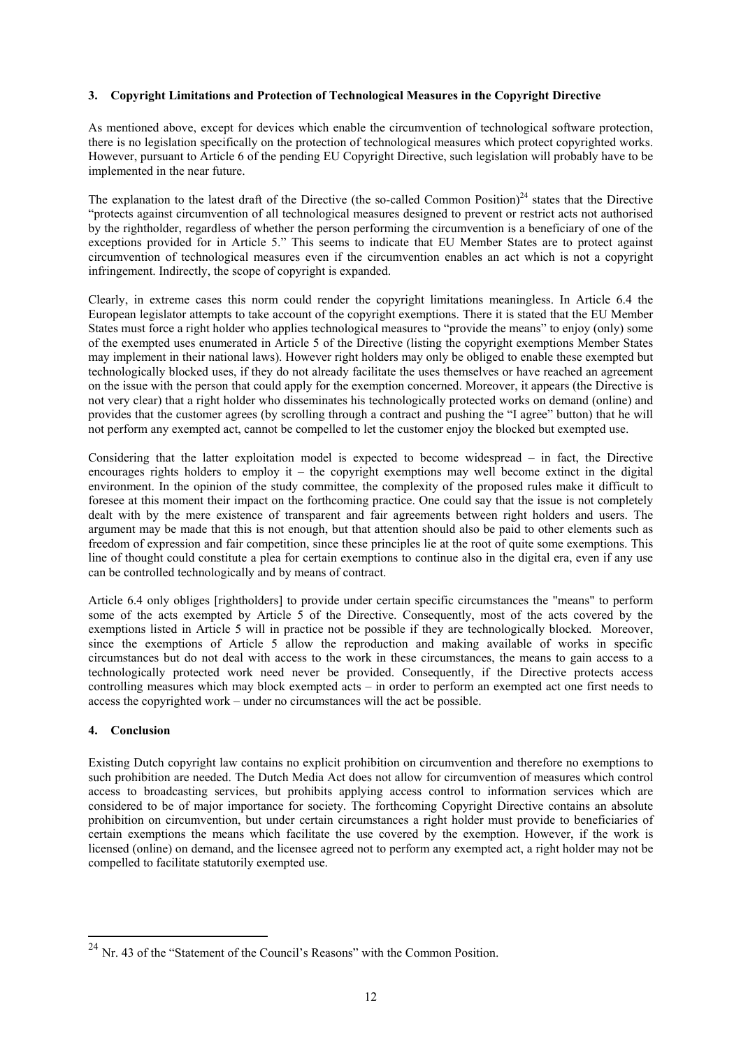### 3. Copyright Limitations and Protection of Technological Measures in the Copyright Directive

As mentioned above, except for devices which enable the circumvention of technological software protection, there is no legislation specifically on the protection of technological measures which protect copyrighted works. However, pursuant to Article 6 of the pending EU Copyright Directive, such legislation will probably have to be implemented in the near future.

The explanation to the latest draft of the Directive (the so-called Common Position)[24] states that the Directive "protects against circumvention of all technological measures designed to prevent or restrict acts not authorised by the rightholder, regardless of whether the person performing the circumvention is a beneficiary of one of the exceptions provided for in Article 5." This seems to indicate that EU Member States are to protect against circumvention of technological measures even if the circumvention enables an act which is not a copyright infringement. Indirectly, the scope of copyright is expanded.

Clearly, in extreme cases this norm could render the copyright limitations meaningless. In Article 6.4 the European legislator attempts to take account of the copyright exemptions. There it is stated that the EU Member States must force a right holder who applies technological measures to "provide the means" to enjoy (only) some of the exempted uses enumerated in Article 5 of the Directive (listing the copyright exemptions Member States may implement in their national laws). However right holders may only be obliged to enable these exempted but technologically blocked uses, if they do not already facilitate the uses themselves or have reached an agreement on the issue with the person that could apply for the exemption concerned. Moreover, it appears (the Directive is not very clear) that a right holder who disseminates his technologically protected works on demand (online) and provides that the customer agrees (by scrolling through a contract and pushing the "I agree" button) that he will not perform any exempted act, cannot be compelled to let the customer enjoy the blocked but exempted use.

Considering that the latter exploitation model is expected to become widespread – in fact, the Directive encourages rights holders to employ it – the copyright exemptions may well become extinct in the digital environment. In the opinion of the study committee, the complexity of the proposed rules make it difficult to foresee at this moment their impact on the forthcoming practice. One could say that the issue is not completely dealt with by the mere existence of transparent and fair agreements between right holders and users. The argument may be made that this is not enough, but that attention should also be paid to other elements such as freedom of expression and fair competition, since these principles lie at the root of quite some exemptions. This line of thought could constitute a plea for certain exemptions to continue also in the digital era, even if any use can be controlled technologically and by means of contract.

Article 6.4 only obliges [rightholders] to provide under certain specific circumstances the "means" to perform some of the acts exempted by Article 5 of the Directive. Consequently, most of the acts covered by the exemptions listed in Article 5 will in practice not be possible if they are technologically blocked. Moreover, since the exemptions of Article 5 allow the reproduction and making available of works in specific circumstances but do not deal with access to the work in these circumstances, the means to gain access to a technologically protected work need never be provided. Consequently, if the Directive protects access controlling measures which may block exempted acts – in order to perform an exempted act one first needs to access the copyrighted work – under no circumstances will the act be possible.

### 4. Conclusion

Existing Dutch copyright law contains no explicit prohibition on circumvention and therefore no exemptions to such prohibition are needed. The Dutch Media Act does not allow for circumvention of measures which control access to broadcasting services, but prohibits applying access control to information services which are considered to be of major importance for society. The forthcoming Copyright Directive contains an absolute prohibition on circumvention, but under certain circumstances a right holder must provide to beneficiaries of certain exemptions the means which facilitate the use covered by the exemption. However, if the work is licensed (online) on demand, and the licensee agreed not to perform any exempted act, a right holder may not be compelled to facilitate statutorily exempted use.

---

[24] Nr. 43 of the "Statement of the Council's Reasons" with the Common Position.